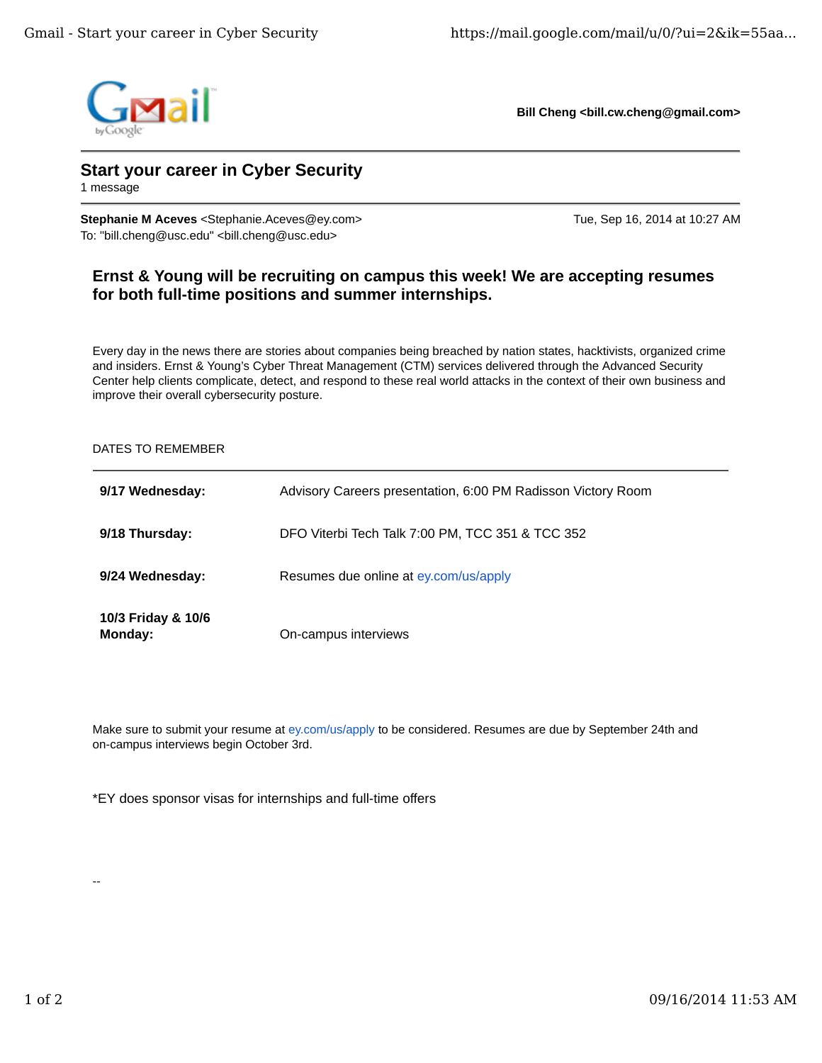Bill Cheng <bill.cw.cheng@gmail.com>

# Start your career in Cyber Security

1 message

**Stephanie M Aceves** <Stephanie.Aceves@ey.com>
To: "bill.cheng@usc.edu" <bill.cheng@usc.edu>

Tue, Sep 16, 2014 at 10:27 AM

## Ernst & Young will be recruiting on campus this week! We are accepting resumes for both full-time positions and summer internships.

Every day in the news there are stories about companies being breached by nation states, hacktivists, organized crime and insiders. Ernst & Young's Cyber Threat Management (CTM) services delivered through the Advanced Security Center help clients complicate, detect, and respond to these real world attacks in the context of their own business and improve their overall cybersecurity posture.

DATES TO REMEMBER

| | |
|---|---|
| **9/17 Wednesday:** | Advisory Careers presentation, 6:00 PM Radisson Victory Room |
| **9/18 Thursday:** | DFO Viterbi Tech Talk 7:00 PM, TCC 351 & TCC 352 |
| **9/24 Wednesday:** | Resumes due online at ey.com/us/apply |
| **10/3 Friday & 10/6 Monday:** | On-campus interviews |

Make sure to submit your resume at ey.com/us/apply to be considered. Resumes are due by September 24th and on-campus interviews begin October 3rd.

*EY does sponsor visas for internships and full-time offers

--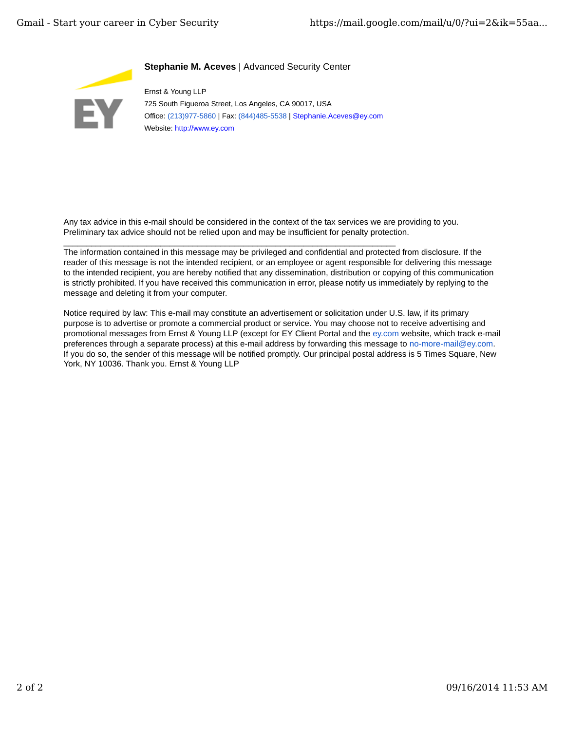**Stephanie M. Aceves** | Advanced Security Center

Ernst & Young LLP
725 South Figueroa Street, Los Angeles, CA 90017, USA
Office: (213)977-5860 | Fax: (844)485-5538 | Stephanie.Aceves@ey.com
Website: http://www.ey.com

Any tax advice in this e-mail should be considered in the context of the tax services we are providing to you. Preliminary tax advice should not be relied upon and may be insufficient for penalty protection.

---

The information contained in this message may be privileged and confidential and protected from disclosure. If the reader of this message is not the intended recipient, or an employee or agent responsible for delivering this message to the intended recipient, you are hereby notified that any dissemination, distribution or copying of this communication is strictly prohibited. If you have received this communication in error, please notify us immediately by replying to the message and deleting it from your computer.

Notice required by law: This e-mail may constitute an advertisement or solicitation under U.S. law, if its primary purpose is to advertise or promote a commercial product or service. You may choose not to receive advertising and promotional messages from Ernst & Young LLP (except for EY Client Portal and the ey.com website, which track e-mail preferences through a separate process) at this e-mail address by forwarding this message to no-more-mail@ey.com. If you do so, the sender of this message will be notified promptly. Our principal postal address is 5 Times Square, New York, NY 10036. Thank you. Ernst & Young LLP